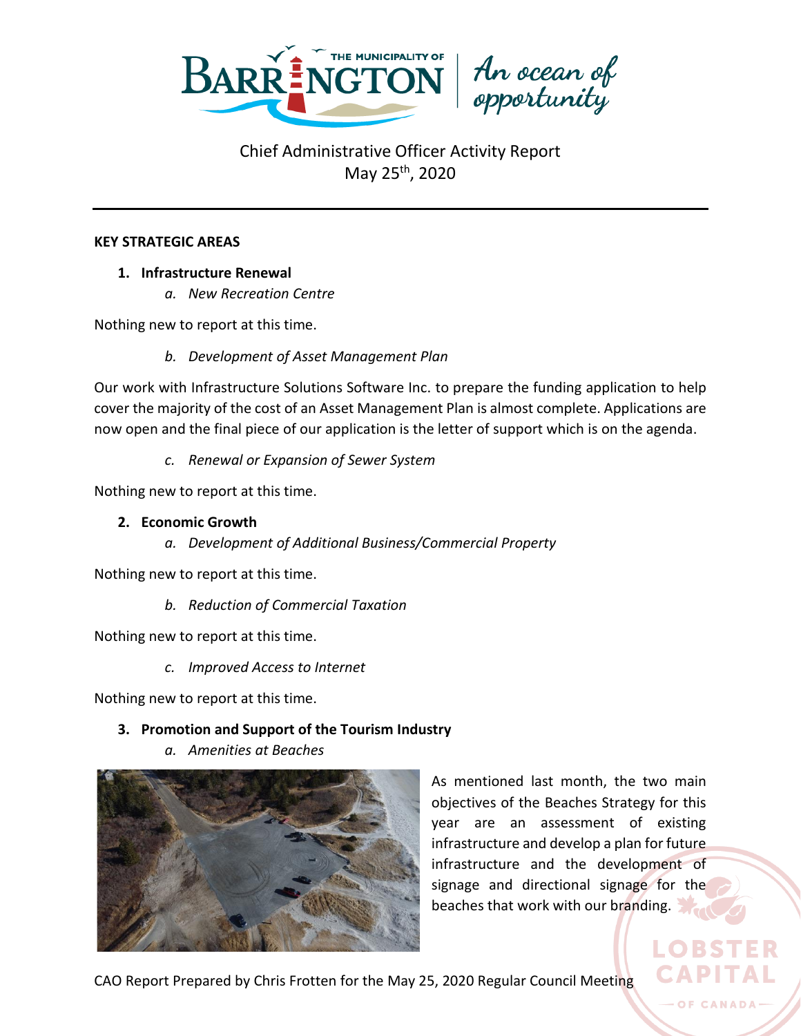# Chief Administrative Officer Activity Report
May 25th, 2020

## KEY STRATEGIC AREAS

### 1. Infrastructure Renewal

*a. New Recreation Centre*

Nothing new to report at this time.

*b. Development of Asset Management Plan*

Our work with Infrastructure Solutions Software Inc. to prepare the funding application to help cover the majority of the cost of an Asset Management Plan is almost complete. Applications are now open and the final piece of our application is the letter of support which is on the agenda.

*c. Renewal or Expansion of Sewer System*

Nothing new to report at this time.

### 2. Economic Growth

*a. Development of Additional Business/Commercial Property*

Nothing new to report at this time.

*b. Reduction of Commercial Taxation*

Nothing new to report at this time.

*c. Improved Access to Internet*

Nothing new to report at this time.

### 3. Promotion and Support of the Tourism Industry

*a. Amenities at Beaches*

As mentioned last month, the two main objectives of the Beaches Strategy for this year are an assessment of existing infrastructure and develop a plan for future infrastructure and the development of signage and directional signage for the beaches that work with our branding.

CAO Report Prepared by Chris Frotten for the May 25, 2020 Regular Council Meeting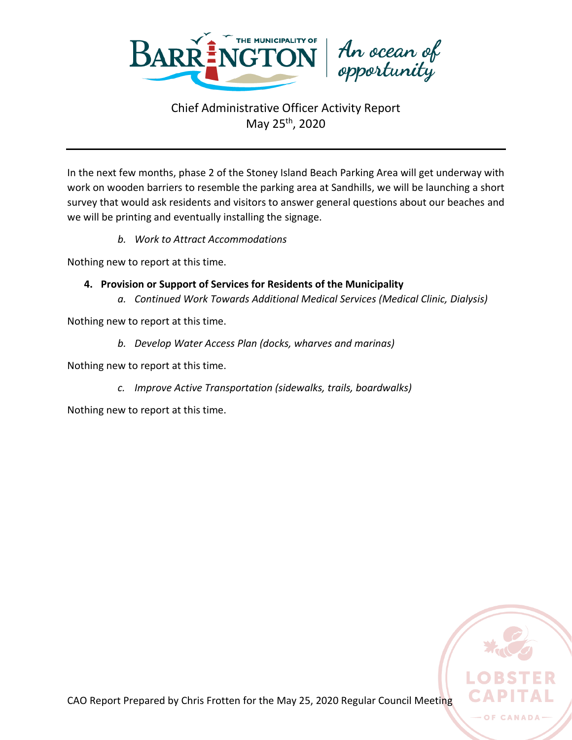In the next few months, phase 2 of the Stoney Island Beach Parking Area will get underway with work on wooden barriers to resemble the parking area at Sandhills, we will be launching a short survey that would ask residents and visitors to answer general questions about our beaches and we will be printing and eventually installing the signage.

*b. Work to Attract Accommodations*

Nothing new to report at this time.

**4. Provision or Support of Services for Residents of the Municipality**

*a. Continued Work Towards Additional Medical Services (Medical Clinic, Dialysis)*

Nothing new to report at this time.

*b. Develop Water Access Plan (docks, wharves and marinas)*

Nothing new to report at this time.

*c. Improve Active Transportation (sidewalks, trails, boardwalks)*

Nothing new to report at this time.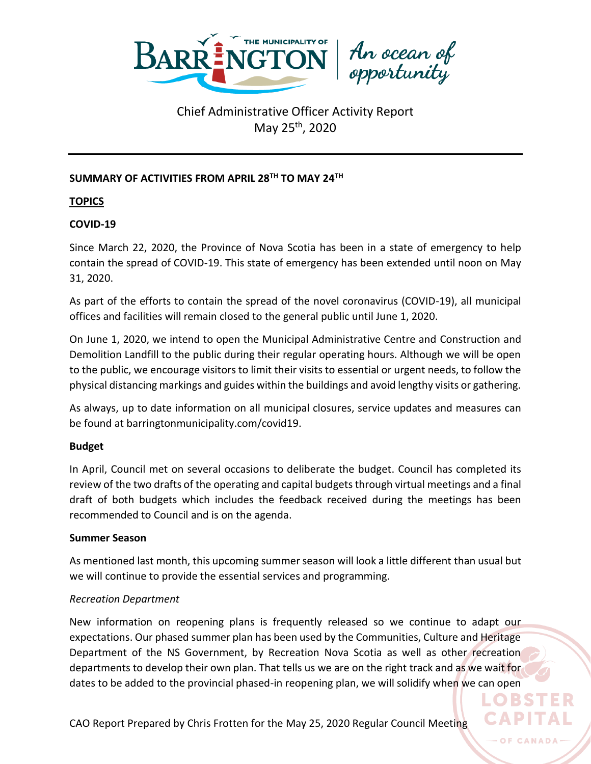Chief Administrative Officer Activity Report
May 25th, 2020

**SUMMARY OF ACTIVITIES FROM APRIL 28TH TO MAY 24TH**

**TOPICS**

**COVID-19**

Since March 22, 2020, the Province of Nova Scotia has been in a state of emergency to help contain the spread of COVID-19. This state of emergency has been extended until noon on May 31, 2020.

As part of the efforts to contain the spread of the novel coronavirus (COVID-19), all municipal offices and facilities will remain closed to the general public until June 1, 2020.

On June 1, 2020, we intend to open the Municipal Administrative Centre and Construction and Demolition Landfill to the public during their regular operating hours. Although we will be open to the public, we encourage visitors to limit their visits to essential or urgent needs, to follow the physical distancing markings and guides within the buildings and avoid lengthy visits or gathering.

As always, up to date information on all municipal closures, service updates and measures can be found at barringtonmunicipality.com/covid19.

**Budget**

In April, Council met on several occasions to deliberate the budget. Council has completed its review of the two drafts of the operating and capital budgets through virtual meetings and a final draft of both budgets which includes the feedback received during the meetings has been recommended to Council and is on the agenda.

**Summer Season**

As mentioned last month, this upcoming summer season will look a little different than usual but we will continue to provide the essential services and programming.

*Recreation Department*

New information on reopening plans is frequently released so we continue to adapt our expectations. Our phased summer plan has been used by the Communities, Culture and Heritage Department of the NS Government, by Recreation Nova Scotia as well as other recreation departments to develop their own plan. That tells us we are on the right track and as we wait for dates to be added to the provincial phased-in reopening plan, we will solidify when we can open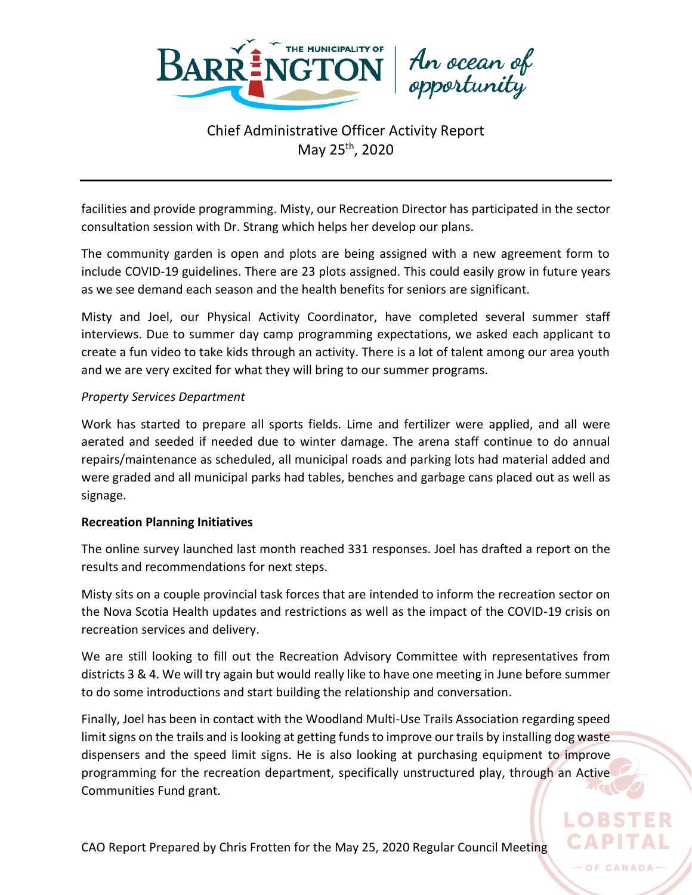facilities and provide programming. Misty, our Recreation Director has participated in the sector consultation session with Dr. Strang which helps her develop our plans.

The community garden is open and plots are being assigned with a new agreement form to include COVID-19 guidelines. There are 23 plots assigned. This could easily grow in future years as we see demand each season and the health benefits for seniors are significant.

Misty and Joel, our Physical Activity Coordinator, have completed several summer staff interviews. Due to summer day camp programming expectations, we asked each applicant to create a fun video to take kids through an activity. There is a lot of talent among our area youth and we are very excited for what they will bring to our summer programs.

*Property Services Department*

Work has started to prepare all sports fields. Lime and fertilizer were applied, and all were aerated and seeded if needed due to winter damage. The arena staff continue to do annual repairs/maintenance as scheduled, all municipal roads and parking lots had material added and were graded and all municipal parks had tables, benches and garbage cans placed out as well as signage.

**Recreation Planning Initiatives**

The online survey launched last month reached 331 responses. Joel has drafted a report on the results and recommendations for next steps.

Misty sits on a couple provincial task forces that are intended to inform the recreation sector on the Nova Scotia Health updates and restrictions as well as the impact of the COVID-19 crisis on recreation services and delivery.

We are still looking to fill out the Recreation Advisory Committee with representatives from districts 3 & 4. We will try again but would really like to have one meeting in June before summer to do some introductions and start building the relationship and conversation.

Finally, Joel has been in contact with the Woodland Multi-Use Trails Association regarding speed limit signs on the trails and is looking at getting funds to improve our trails by installing dog waste dispensers and the speed limit signs. He is also looking at purchasing equipment to improve programming for the recreation department, specifically unstructured play, through an Active Communities Fund grant.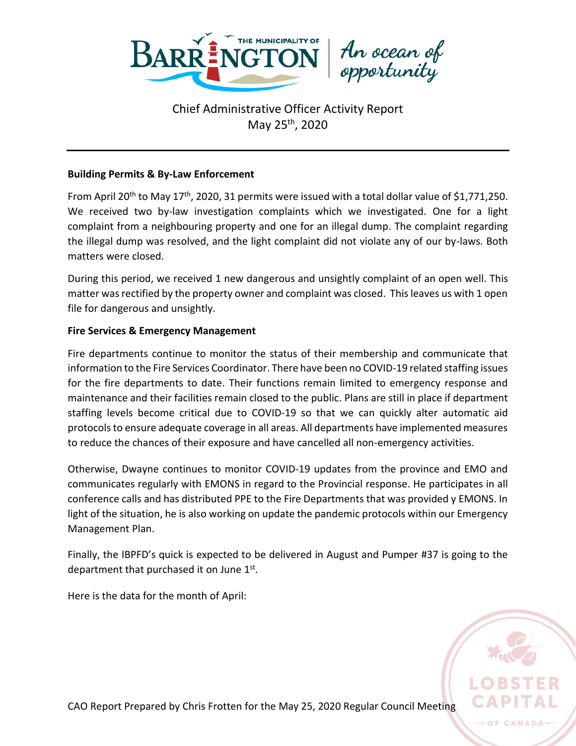Chief Administrative Officer Activity Report
May 25th, 2020

**Building Permits & By-Law Enforcement**

From April 20th to May 17th, 2020, 31 permits were issued with a total dollar value of $1,771,250. We received two by-law investigation complaints which we investigated. One for a light complaint from a neighbouring property and one for an illegal dump. The complaint regarding the illegal dump was resolved, and the light complaint did not violate any of our by-laws. Both matters were closed.

During this period, we received 1 new dangerous and unsightly complaint of an open well. This matter was rectified by the property owner and complaint was closed. This leaves us with 1 open file for dangerous and unsightly.

**Fire Services & Emergency Management**

Fire departments continue to monitor the status of their membership and communicate that information to the Fire Services Coordinator. There have been no COVID-19 related staffing issues for the fire departments to date. Their functions remain limited to emergency response and maintenance and their facilities remain closed to the public. Plans are still in place if department staffing levels become critical due to COVID-19 so that we can quickly alter automatic aid protocols to ensure adequate coverage in all areas. All departments have implemented measures to reduce the chances of their exposure and have cancelled all non-emergency activities.

Otherwise, Dwayne continues to monitor COVID-19 updates from the province and EMO and communicates regularly with EMONS in regard to the Provincial response. He participates in all conference calls and has distributed PPE to the Fire Departments that was provided y EMONS. In light of the situation, he is also working on update the pandemic protocols within our Emergency Management Plan.

Finally, the IBPFD's quick is expected to be delivered in August and Pumper #37 is going to the department that purchased it on June 1st.

Here is the data for the month of April:

CAO Report Prepared by Chris Frotten for the May 25, 2020 Regular Council Meeting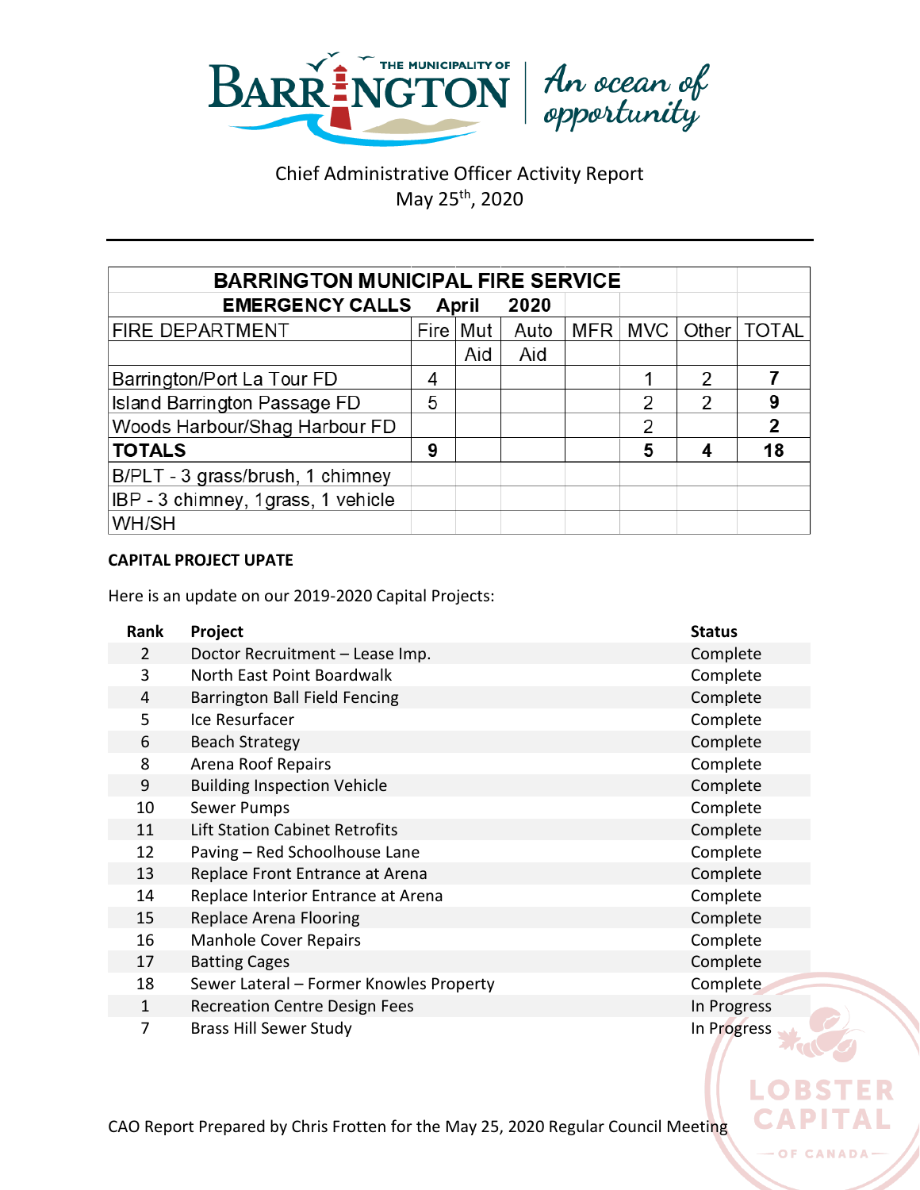Chief Administrative Officer Activity Report
May 25th, 2020

| BARRINGTON MUNICIPAL FIRE SERVICE | | | | | | | |
|---|---|---|---|---|---|---|---|
| EMERGENCY CALLS April 2020 | | | | | | | |
| FIRE DEPARTMENT | Fire | Mut Aid | Auto Aid | MFR | MVC | Other | TOTAL |
| Barrington/Port La Tour FD | 4 | | | | 1 | 2 | 7 |
| Island Barrington Passage FD | 5 | | | | 2 | 2 | 9 |
| Woods Harbour/Shag Harbour FD | | | | | 2 | | 2 |
| **TOTALS** | **9** | | | | **5** | **4** | **18** |
| B/PLT - 3 grass/brush, 1 chimney | | | | | | | |
| IBP - 3 chimney, 1grass, 1 vehicle | | | | | | | |
| WH/SH | | | | | | | |

**CAPITAL PROJECT UPATE**

Here is an update on our 2019-2020 Capital Projects:

| Rank | Project | Status |
|---|---|---|
| 2 | Doctor Recruitment – Lease Imp. | Complete |
| 3 | North East Point Boardwalk | Complete |
| 4 | Barrington Ball Field Fencing | Complete |
| 5 | Ice Resurfacer | Complete |
| 6 | Beach Strategy | Complete |
| 8 | Arena Roof Repairs | Complete |
| 9 | Building Inspection Vehicle | Complete |
| 10 | Sewer Pumps | Complete |
| 11 | Lift Station Cabinet Retrofits | Complete |
| 12 | Paving – Red Schoolhouse Lane | Complete |
| 13 | Replace Front Entrance at Arena | Complete |
| 14 | Replace Interior Entrance at Arena | Complete |
| 15 | Replace Arena Flooring | Complete |
| 16 | Manhole Cover Repairs | Complete |
| 17 | Batting Cages | Complete |
| 18 | Sewer Lateral – Former Knowles Property | Complete |
| 1 | Recreation Centre Design Fees | In Progress |
| 7 | Brass Hill Sewer Study | In Progress |

CAO Report Prepared by Chris Frotten for the May 25, 2020 Regular Council Meeting